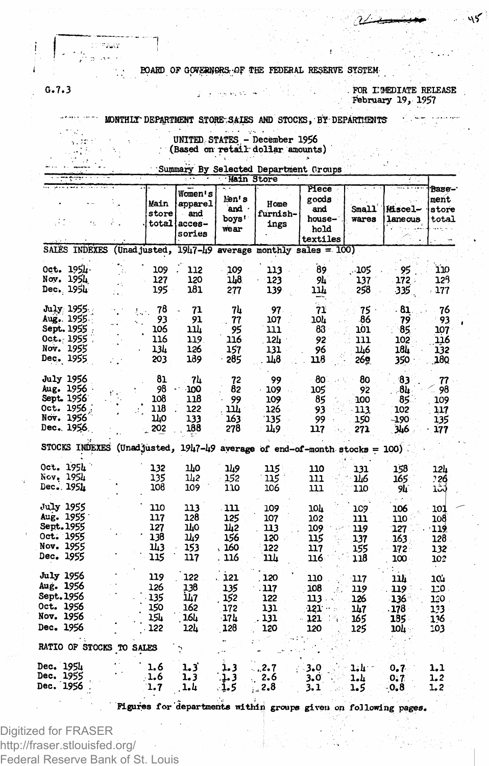BOARD OF GOVERNORS OF THE FEDERAL RESERVE SYSTEM

G.7.3

FOR IMMEDIATE RELEASE
February 19, 1957

# MONTHLY DEPARTMENT STORE SALES AND STOCKS, BY DEPARTMENTS

UNITED STATES - December 1956
(Based on retail dollar amounts)

## Summary By Selected Department Groups

| | Main Store | | | | | | | Basement store total |
|---|---|---|---|---|---|---|---|---|
| | Main store total | Women's apparel and accessories | Men's and boys' wear | Home furnishings | Piece goods and household textiles | Small wares | Miscellaneous | |
| **SALES INDEXES (Unadjusted, 1947-49 average monthly sales = 100)** | | | | | | | | |
| Oct. 1954 | 109 | 112 | 109 | 113 | 89 | 105 | 95 | 110 |
| Nov. 1954 | 127 | 120 | 148 | 123 | 94 | 137 | 172 | 129 |
| Dec. 1954 | 195 | 181 | 277 | 139 | 114 | 258 | 335 | 177 |
| July 1955 | 78 | 71 | 74 | 97 | 71 | 75 | 81 | 76 |
| Aug. 1955 | 93 | 91 | 77 | 107 | 104 | 86 | 79 | 93 |
| Sept. 1955 | 106 | 114 | 95 | 111 | 83 | 101 | 85 | 107 |
| Oct. 1955 | 116 | 119 | 116 | 124 | 92 | 111 | 102 | 116 |
| Nov. 1955 | 134 | 126 | 157 | 131 | 96 | 146 | 184 | 132 |
| Dec. 1955 | 203 | 189 | 285 | 148 | 118 | 269 | 350 | 180 |
| July 1956 | 81 | 74 | 72 | 99 | 80 | 80 | 83 | 77 |
| Aug. 1956 | 98 | 100 | 82 | 109 | 105 | 92 | 84 | 98 |
| Sept. 1956 | 108 | 118 | 99 | 109 | 85 | 100 | 85 | 109 |
| Oct. 1956 | 118 | 122 | 114 | 126 | 93 | 113 | 102 | 117 |
| Nov. 1956 | 140 | 133 | 163 | 135 | 99 | 150 | 190 | 135 |
| Dec. 1956 | 202 | 188 | 278 | 149 | 117 | 271 | 346 | 177 |
| **STOCKS INDEXES (Unadjusted, 1947-49 average of end-of-month stocks = 100)** | | | | | | | | |
| Oct. 1954 | 132 | 140 | 149 | 115 | 110 | 131 | 158 | 124 |
| Nov. 1954 | 135 | 142 | 152 | 115 | 111 | 146 | 165 | 126 |
| Dec. 1954 | 108 | 109 | 110 | 106 | 111 | 110 | 94 | 100 |
| July 1955 | 110 | 113 | 111 | 109 | 104 | 109 | 106 | 101 |
| Aug. 1955 | 117 | 128 | 125 | 107 | 102 | 111 | 110 | 108 |
| Sept. 1955 | 127 | 140 | 142 | 113 | 109 | 119 | 127 | 119 |
| Oct. 1955 | 138 | 149 | 156 | 120 | 115 | 137 | 163 | 128 |
| Nov. 1955 | 143 | 153 | 160 | 122 | 117 | 155 | 172 | 132 |
| Dec. 1955 | 115 | 117 | 116 | 114 | 116 | 118 | 100 | 102 |
| July 1956 | 119 | 122 | 121 | 120 | 110 | 117 | 114 | 104 |
| Aug. 1956 | 126 | 138 | 135 | 117 | 108 | 119 | 119 | 110 |
| Sept. 1956 | 135 | 147 | 152 | 122 | 113 | 126 | 136 | 120 |
| Oct. 1956 | 150 | 162 | 172 | 131 | 121 | 147 | 178 | 133 |
| Nov. 1956 | 154 | 164 | 174 | 131 | 121 | 165 | 185 | 136 |
| Dec. 1956 | 122 | 124 | 128 | 120 | 120 | 125 | 104 | 103 |
| **RATIO OF STOCKS TO SALES** | | | | | | | | |
| Dec. 1954 | 1.6 | 1.3 | 1.3 | 2.7 | 3.0 | 1.4 | 0.7 | 1.1 |
| Dec. 1955 | 1.6 | 1.3 | 1.3 | 2.6 | 3.0 | 1.4 | 0.7 | 1.2 |
| Dec. 1956 | 1.7 | 1.4 | 1.5 | 2.8 | 3.1 | 1.5 | 0.8 | 1.2 |

Figures for departments within groups given on following pages.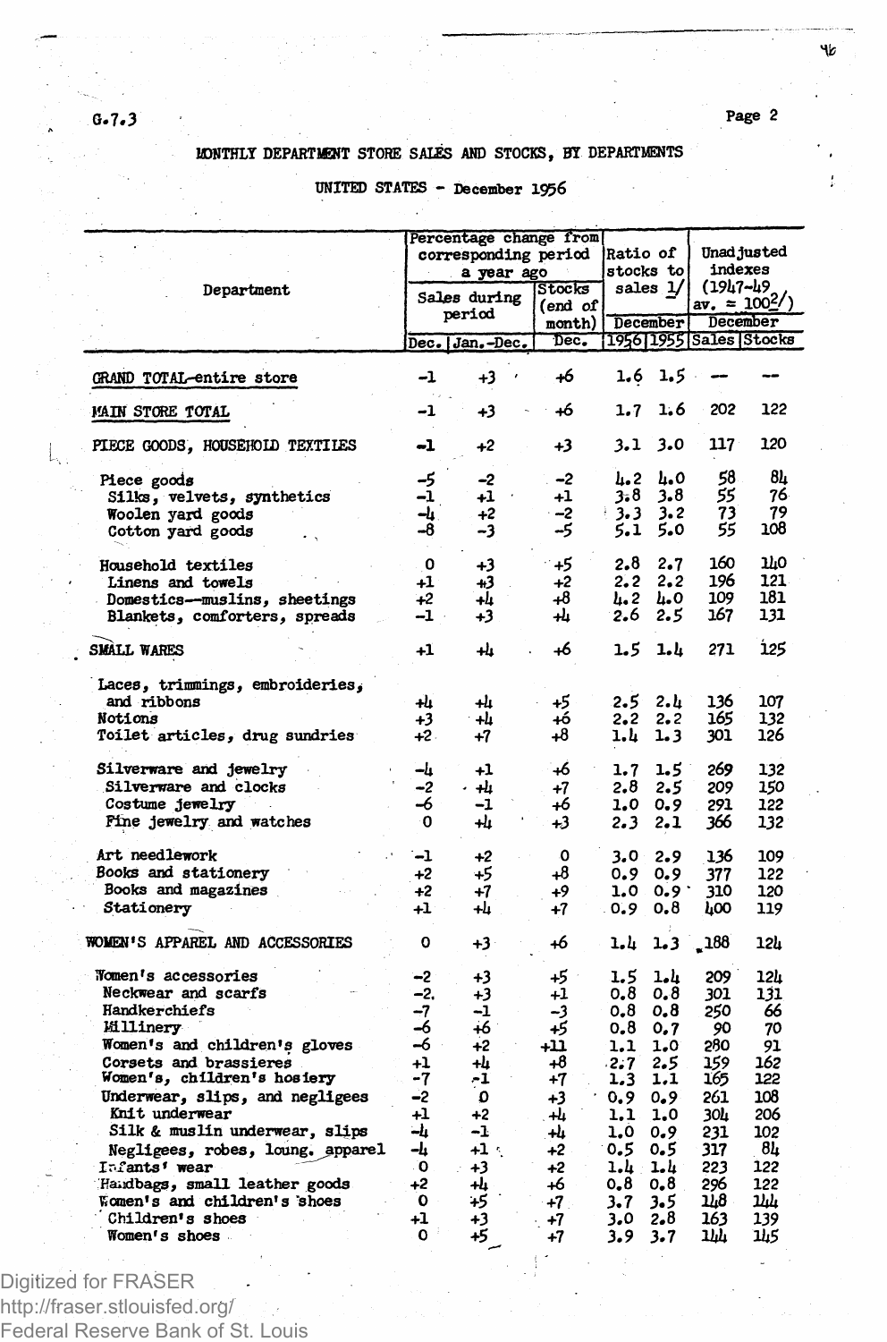G.7.3

## MONTHLY DEPARTMENT STORE SALES AND STOCKS, BY DEPARTMENTS

### UNITED STATES - December 1956

| Department | Percentage change from corresponding period a year ago | | | Ratio of stocks to sales 1/ | | Unadjusted indexes (1947-49 av. = 100 2/) | |
|---|---|---|---|---|---|---|---|
| | Sales during period | | Stocks (end of month) | December | | December | |
| | Dec. | Jan.-Dec. | Dec. | 1956 | 1955 | Sales | Stocks |
| GRAND TOTAL-entire store | -1 | +3 | +6 | 1.6 | 1.5 | -- | -- |
| MAIN STORE TOTAL | -1 | +3 | +6 | 1.7 | 1.6 | 202 | 122 |
| PIECE GOODS, HOUSEHOLD TEXTILES | -1 | +2 | +3 | 3.1 | 3.0 | 117 | 120 |
| Piece goods | -5 | -2 | -2 | 4.2 | 4.0 | 58 | 84 |
| Silks, velvets, synthetics | -1 | +1 | +1 | 3.8 | 3.8 | 55 | 76 |
| Woolen yard goods | -4 | +2 | -2 | 3.3 | 3.2 | 73 | 79 |
| Cotton yard goods | -8 | -3 | -5 | 5.1 | 5.0 | 55 | 108 |
| Household textiles | 0 | +3 | +5 | 2.8 | 2.7 | 160 | 140 |
| Linens and towels | +1 | +3 | +2 | 2.2 | 2.2 | 196 | 121 |
| Domestics--muslins, sheetings | +2 | +4 | +8 | 4.2 | 4.0 | 109 | 181 |
| Blankets, comforters, spreads | -1 | +3 | +4 | 2.6 | 2.5 | 167 | 131 |
| SMALL WARES | +1 | +4 | +6 | 1.5 | 1.4 | 271 | 125 |
| Laces, trimmings, embroideries, and ribbons | +4 | +4 | +5 | 2.5 | 2.4 | 136 | 107 |
| Notions | +3 | +4 | +6 | 2.2 | 2.2 | 165 | 132 |
| Toilet articles, drug sundries | +2 | +7 | +8 | 1.4 | 1.3 | 301 | 126 |
| Silverware and jewelry | -4 | +1 | +6 | 1.7 | 1.5 | 269 | 132 |
| Silverware and clocks | -2 | +4 | +7 | 2.8 | 2.5 | 209 | 150 |
| Costume jewelry | -6 | -1 | +6 | 1.0 | 0.9 | 291 | 122 |
| Fine jewelry and watches | 0 | +4 | +3 | 2.3 | 2.1 | 366 | 132 |
| Art needlework | -1 | +2 | 0 | 3.0 | 2.9 | 136 | 109 |
| Books and stationery | +2 | +5 | +8 | 0.9 | 0.9 | 377 | 122 |
| Books and magazines | +2 | +7 | +9 | 1.0 | 0.9 | 310 | 120 |
| Stationery | +1 | +4 | +7 | 0.9 | 0.8 | 400 | 119 |
| WOMEN'S APPAREL AND ACCESSORIES | 0 | +3 | +6 | 1.4 | 1.3 | 188 | 124 |
| Women's accessories | -2 | +3 | +5 | 1.5 | 1.4 | 209 | 124 |
| Neckwear and scarfs | -2 | +3 | +1 | 0.8 | 0.8 | 301 | 131 |
| Handkerchiefs | -7 | -1 | -3 | 0.8 | 0.8 | 250 | 66 |
| Millinery | -6 | +6 | +5 | 0.8 | 0.7 | 90 | 70 |
| Women's and children's gloves | -6 | +2 | +11 | 1.1 | 1.0 | 280 | 91 |
| Corsets and brassieres | +1 | +4 | +8 | 2.7 | 2.5 | 159 | 162 |
| Women's, children's hosiery | -7 | -1 | +7 | 1.3 | 1.1 | 165 | 122 |
| Underwear, slips, and negligees | -2 | 0 | +3 | 0.9 | 0.9 | 261 | 108 |
| Knit underwear | +1 | +2 | +4 | 1.1 | 1.0 | 304 | 206 |
| Silk & muslin underwear, slips | -4 | -1 | +4 | 1.0 | 0.9 | 231 | 102 |
| Negligees, robes, loung. apparel | -4 | +1 | +2 | 0.5 | 0.5 | 317 | 84 |
| Infants' wear | 0 | +3 | +2 | 1.4 | 1.4 | 223 | 122 |
| Handbags, small leather goods | +2 | +4 | +6 | 0.8 | 0.8 | 296 | 122 |
| Women's and children's shoes | 0 | +5 | +7 | 3.7 | 3.5 | 148 | 144 |
| Children's shoes | +1 | +3 | +7 | 3.0 | 2.8 | 163 | 139 |
| Women's shoes | 0 | +5 | +7 | 3.9 | 3.7 | 144 | 145 |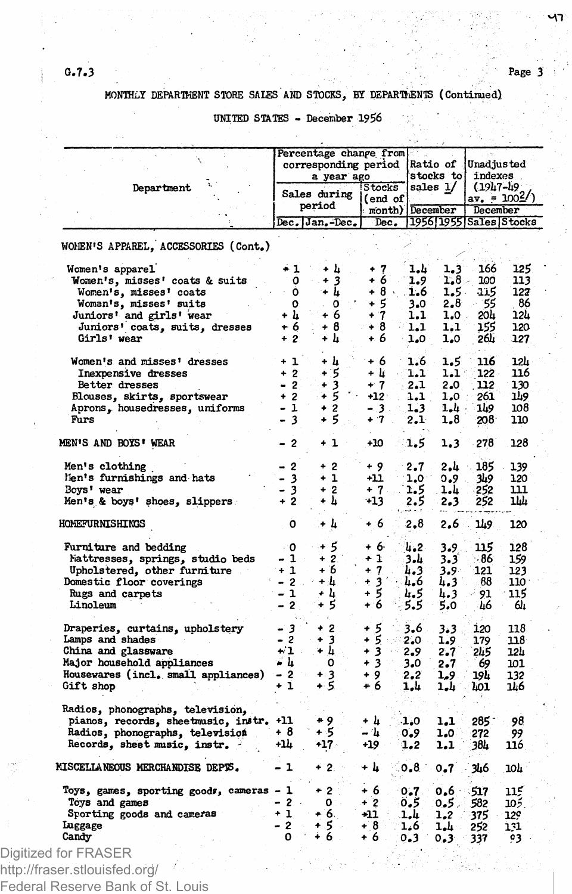G.7.3

MONTHLY DEPARTMENT STORE SALES AND STOCKS, BY DEPARTMENTS (Continued)

UNITED STATES - December 1956

| Department | Percentage change from corresponding period a year ago | | | Ratio of stocks to sales 1/ | | Unadjusted indexes (1947-49 av. = 100 2/) | |
|---|---|---|---|---|---|---|---|
| | Sales during period | | Stocks (end of month) | December | | December | |
| | Dec. | Jan.-Dec. | Dec. | 1956 | 1955 | Sales | Stocks |
| WOMEN'S APPAREL, ACCESSORIES (Cont.) | | | | | | | |
| Women's apparel | + 1 | + 4 | + 7 | 1.4 | 1.3 | 166 | 125 |
| Women's, misses' coats & suits | 0 | + 3 | + 6 | 1.9 | 1.8 | 100 | 113 |
| Women's, misses' coats | 0 | + 4 | + 8 | 1.6 | 1.5 | 115 | 122 |
| Women's, misses' suits | 0 | 0 | + 5 | 3.0 | 2.8 | 55 | 86 |
| Juniors' and girls' wear | + 4 | + 6 | + 7 | 1.1 | 1.0 | 204 | 124 |
| Juniors' coats, suits, dresses | + 6 | + 8 | + 8 | 1.1 | 1.1 | 155 | 120 |
| Girls' wear | + 2 | + 4 | + 6 | 1.0 | 1.0 | 264 | 127 |
| Women's and misses' dresses | + 1 | + 4 | + 6 | 1.6 | 1.5 | 116 | 124 |
| Inexpensive dresses | + 2 | + 5 | + 4 | 1.1 | 1.1 | 122 | 116 |
| Better dresses | - 2 | + 3 | + 7 | 2.1 | 2.0 | 112 | 130 |
| Blouses, skirts, sportswear | + 2 | + 5 | +12 | 1.1 | 1.0 | 261 | 149 |
| Aprons, housedresses, uniforms | - 1 | + 2 | - 3 | 1.3 | 1.4 | 149 | 108 |
| Furs | - 3 | + 5 | + 7 | 2.1 | 1.8 | 208 | 110 |
| MEN'S AND BOYS' WEAR | - 2 | + 1 | +10 | 1.5 | 1.3 | 278 | 128 |
| Men's clothing | - 2 | + 2 | + 9 | 2.7 | 2.4 | 185 | 139 |
| Men's furnishings and hats | - 3 | + 1 | +11 | 1.0 | 0.9 | 349 | 120 |
| Boys' wear | - 3 | + 2 | + 7 | 1.5 | 1.4 | 252 | 111 |
| Men's & boys' shoes, slippers | + 2 | + 4 | +13 | 2.5 | 2.3 | 252 | 144 |
| HOMEFURNISHINGS | 0 | + 4 | + 6 | 2.8 | 2.6 | 149 | 120 |
| Furniture and bedding | 0 | + 5 | + 6 | 4.2 | 3.9 | 115 | 128 |
| Mattresses, springs, studio beds | - 1 | + 2 | + 1 | 3.4 | 3.3 | 86 | 159 |
| Upholstered, other furniture | + 1 | + 6 | + 7 | 4.3 | 3.9 | 121 | 123 |
| Domestic floor coverings | - 2 | + 4 | + 3 | 4.6 | 4.3 | 88 | 110 |
| Rugs and carpets | - 1 | + 4 | + 5 | 4.5 | 4.3 | 91 | 115 |
| Linoleum | - 2 | + 5 | + 6 | 5.5 | 5.0 | 46 | 64 |
| Draperies, curtains, upholstery | - 3 | + 2 | + 5 | 3.6 | 3.3 | 120 | 118 |
| Lamps and shades | - 2 | + 3 | + 5 | 2.0 | 1.9 | 179 | 118 |
| China and glassware | + 1 | + 4 | + 3 | 2.9 | 2.7 | 245 | 124 |
| Major household appliances | + 4 | 0 | + 3 | 3.0 | 2.7 | 69 | 101 |
| Housewares (incl. small appliances) | - 2 | + 3 | + 9 | 2.2 | 1.9 | 194 | 132 |
| Gift shop | + 1 | + 5 | + 6 | 1.4 | 1.4 | 401 | 146 |
| Radios, phonographs, television, pianos, records, sheetmusic, instr. | +11 | + 9 | + 4 | 1.0 | 1.1 | 285 | 98 |
| Radios, phonographs, television | + 8 | + 5 | - 4 | 0.9 | 1.0 | 272 | 99 |
| Records, sheet music, instr. | +14 | +17 | +19 | 1.2 | 1.1 | 384 | 116 |
| MISCELLANEOUS MERCHANDISE DEPTS. | - 1 | + 2 | + 4 | 0.8 | 0.7 | 346 | 104 |
| Toys, games, sporting goods, cameras | - 1 | + 2 | + 6 | 0.7 | 0.6 | 517 | 115 |
| Toys and games | - 2 | 0 | + 2 | 0.5 | 0.5 | 582 | 105 |
| Sporting goods and cameras | + 1 | + 6 | +11 | 1.4 | 1.2 | 375 | 129 |
| Luggage | - 2 | + 5 | + 8 | 1.6 | 1.4 | 252 | 131 |
| Candy | 0 | + 6 | + 6 | 0.3 | 0.3 | 337 | 93 |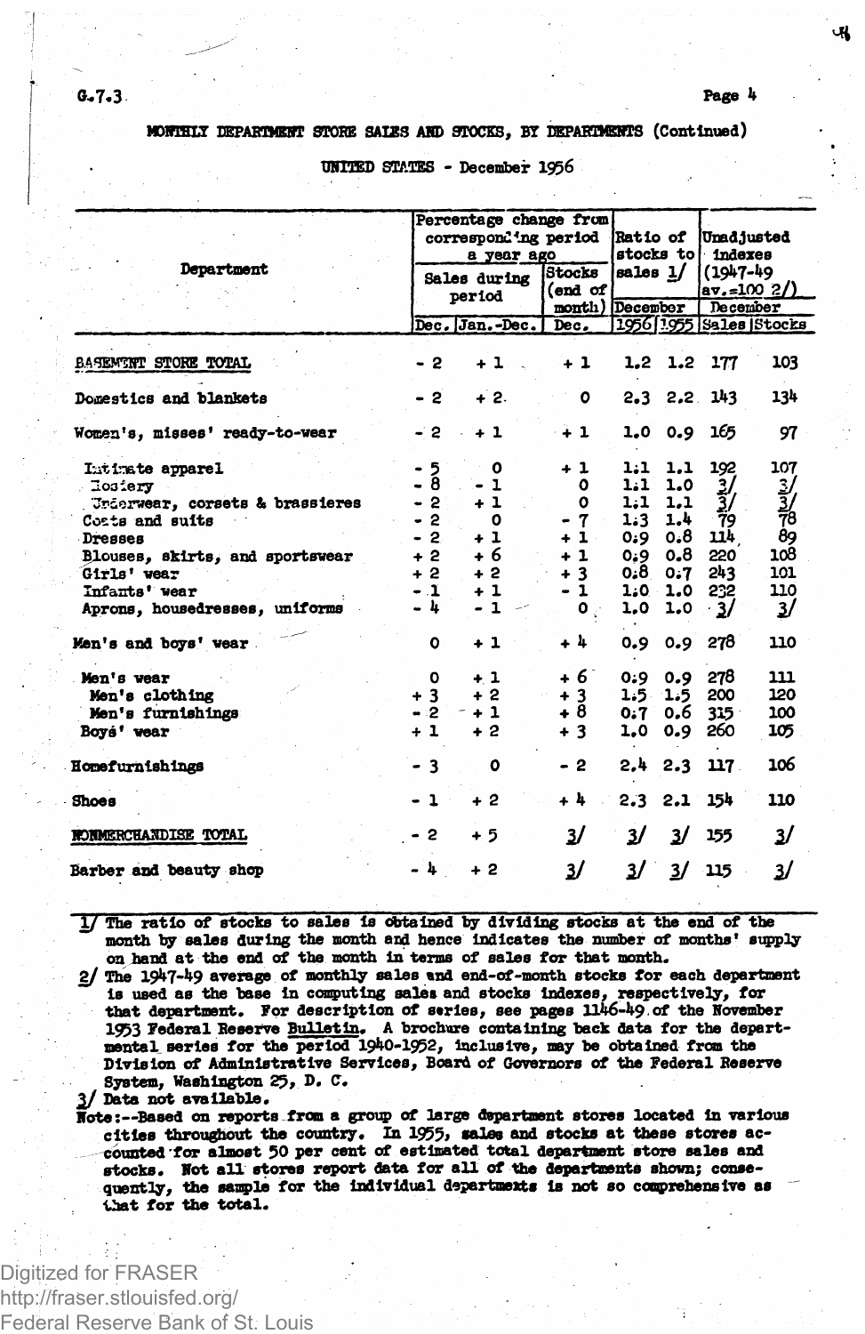G.7.3

## MONTHLY DEPARTMENT STORE SALES AND STOCKS, BY DEPARTMENTS (Continued)

### UNITED STATES - December 1956

| Department | Percentage change from corresponding period a year ago | | | Ratio of stocks to sales 1/ | | Unadjusted indexes (1947-49 av.=100 2/) | |
|---|---|---|---|---|---|---|---|
| | Sales during period | | Stocks (end of month) | December | | December | |
| | Dec. | Jan.-Dec. | Dec. | 1956 | 1955 | Sales | Stocks |
| BASEMENT STORE TOTAL | - 2 | + 1 | + 1 | 1.2 | 1.2 | 177 | 103 |
| Domestics and blankets | - 2 | + 2 | 0 | 2.3 | 2.2 | 143 | 134 |
| Women's, misses' ready-to-wear | - 2 | + 1 | + 1 | 1.0 | 0.9 | 165 | 97 |
| Intimate apparel | - 5 | 0 | + 1 | 1.1 | 1.1 | 192 | 107 |
| Hosiery | - 8 | - 1 | 0 | 1.1 | 1.0 | 3/ | 3/ |
| Underwear, corsets & brassieres | - 2 | + 1 | 0 | 1.1 | 1.1 | 3/ | 3/ |
| Coats and suits | - 2 | 0 | - 7 | 1.3 | 1.4 | 79 | 78 |
| Dresses | - 2 | + 1 | + 1 | 0.9 | 0.8 | 114 | 89 |
| Blouses, skirts, and sportswear | + 2 | + 6 | + 1 | 0.9 | 0.8 | 220 | 108 |
| Girls' wear | + 2 | + 2 | + 3 | 0.8 | 0.7 | 243 | 101 |
| Infants' wear | - 1 | + 1 | - 1 | 1.0 | 1.0 | 232 | 110 |
| Aprons, housedresses, uniforms | - 4 | - 1 | 0 | 1.0 | 1.0 | 3/ | 3/ |
| Men's and boys' wear | 0 | + 1 | + 4 | 0.9 | 0.9 | 278 | 110 |
| Men's wear | 0 | + 1 | + 6 | 0.9 | 0.9 | 278 | 111 |
| Men's clothing | + 3 | + 2 | + 3 | 1.5 | 1.5 | 200 | 120 |
| Men's furnishings | - 2 | + 1 | + 8 | 0.7 | 0.6 | 315 | 100 |
| Boys' wear | + 1 | + 2 | + 3 | 1.0 | 0.9 | 260 | 105 |
| Homefurnishings | - 3 | 0 | - 2 | 2.4 | 2.3 | 117 | 106 |
| Shoes | - 1 | + 2 | + 4 | 2.3 | 2.1 | 154 | 110 |
| NONMERCHANDISE TOTAL | - 2 | + 5 | 3/ | 3/ | 3/ | 155 | 3/ |
| Barber and beauty shop | - 4 | + 2 | 3/ | 3/ | 3/ | 115 | 3/ |

1/ The ratio of stocks to sales is obtained by dividing stocks at the end of the month by sales during the month and hence indicates the number of months' supply on hand at the end of the month in terms of sales for that month.

2/ The 1947-49 average of monthly sales and end-of-month stocks for each department is used as the base in computing sales and stocks indexes, respectively, for that department. For description of series, see pages 1146-49 of the November 1953 Federal Reserve Bulletin. A brochure containing back data for the departmental series for the period 1940-1952, inclusive, may be obtained from the Division of Administrative Services, Board of Governors of the Federal Reserve System, Washington 25, D. C.

3/ Data not available.

Note:--Based on reports from a group of large department stores located in various cities throughout the country. In 1955, sales and stocks at these stores accounted for almost 50 per cent of estimated total department store sales and stocks. Not all stores report data for all of the departments shown; consequently, the sample for the individual departments is not so comprehensive as that for the total.